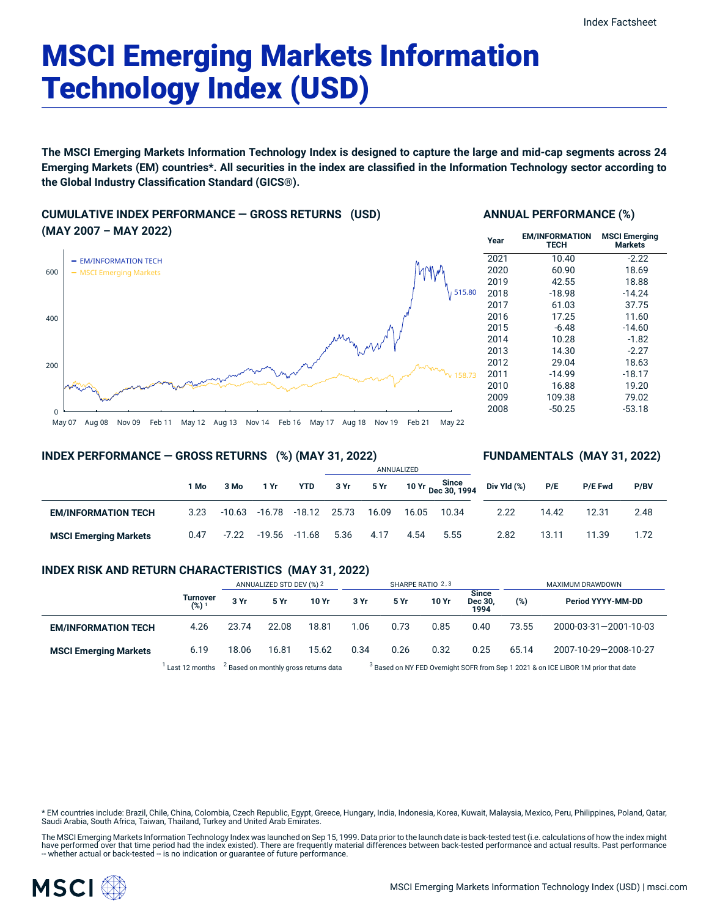# MSCI Emerging Markets Information Technology Index (USD)

**The MSCI Emerging Markets Information Technology Index is designed to capture the large and mid-cap segments across 24 Emerging Markets (EM) countries*. All securities in the index are classified in the Information Technology sector according to the Global Industry Classification Standard (GICS®).**

## CUMULATIVE INDEX PERFORMANCE — GROSS RETURNS (USD) (MAY 2007 – MAY 2022)

- EM/INFORMATION TECH: 515.80
- MSCI Emerging Markets: 158.73

## ANNUAL PERFORMANCE (%)

| Year | EM/INFORMATION TECH | MSCI Emerging Markets |
|---|---|---|
| 2021 | 10.40 | -2.22 |
| 2020 | 60.90 | 18.69 |
| 2019 | 42.55 | 18.88 |
| 2018 | -18.98 | -14.24 |
| 2017 | 61.03 | 37.75 |
| 2016 | 17.25 | 11.60 |
| 2015 | -6.48 | -14.60 |
| 2014 | 10.28 | -1.82 |
| 2013 | 14.30 | -2.27 |
| 2012 | 29.04 | 18.63 |
| 2011 | -14.99 | -18.17 |
| 2010 | 16.88 | 19.20 |
| 2009 | 109.38 | 79.02 |
| 2008 | -50.25 | -53.18 |

## INDEX PERFORMANCE — GROSS RETURNS (%) (MAY 31, 2022)

| | | | | | ANNUALIZED | | | |
|---|---|---|---|---|---|---|---|---|
| | 1 Mo | 3 Mo | 1 Yr | YTD | 3 Yr | 5 Yr | 10 Yr | Since Dec 30, 1994 |
| **EM/INFORMATION TECH** | 3.23 | -10.63 | -16.78 | -18.12 | 25.73 | 16.09 | 16.05 | 10.34 |
| **MSCI Emerging Markets** | 0.47 | -7.22 | -19.56 | -11.68 | 5.36 | 4.17 | 4.54 | 5.55 |

## FUNDAMENTALS (MAY 31, 2022)

| | Div Yld (%) | P/E | P/E Fwd | P/BV |
|---|---|---|---|---|
| **EM/INFORMATION TECH** | 2.22 | 14.42 | 12.31 | 2.48 |
| **MSCI Emerging Markets** | 2.82 | 13.11 | 11.39 | 1.72 |

## INDEX RISK AND RETURN CHARACTERISTICS (MAY 31, 2022)

| | | ANNUALIZED STD DEV (%) [2] | | | SHARPE RATIO [2,3] | | | | MAXIMUM DRAWDOWN | |
|---|---|---|---|---|---|---|---|---|---|---|
| | Turnover (%) [1] | 3 Yr | 5 Yr | 10 Yr | 3 Yr | 5 Yr | 10 Yr | Since Dec 30, 1994 | (%) | Period YYYY-MM-DD |
| **EM/INFORMATION TECH** | 4.26 | 23.74 | 22.08 | 18.81 | 1.06 | 0.73 | 0.85 | 0.40 | 73.55 | 2000-03-31—2001-10-03 |
| **MSCI Emerging Markets** | 6.19 | 18.06 | 16.81 | 15.62 | 0.34 | 0.26 | 0.32 | 0.25 | 65.14 | 2007-10-29—2008-10-27 |

[1] Last 12 months [2] Based on monthly gross returns data [3] Based on NY FED Overnight SOFR from Sep 1 2021 & on ICE LIBOR 1M prior that date

* EM countries include: Brazil, Chile, China, Colombia, Czech Republic, Egypt, Greece, Hungary, India, Indonesia, Korea, Kuwait, Malaysia, Mexico, Peru, Philippines, Poland, Qatar, Saudi Arabia, South Africa, Taiwan, Thailand, Turkey and United Arab Emirates.

The MSCI Emerging Markets Information Technology Index was launched on Sep 15, 1999. Data prior to the launch date is back-tested test (i.e. calculations of how the index might have performed over that time period had the index existed). There are frequently material differences between back-tested performance and actual results. Past performance -- whether actual or back-tested -- is no indication or guarantee of future performance.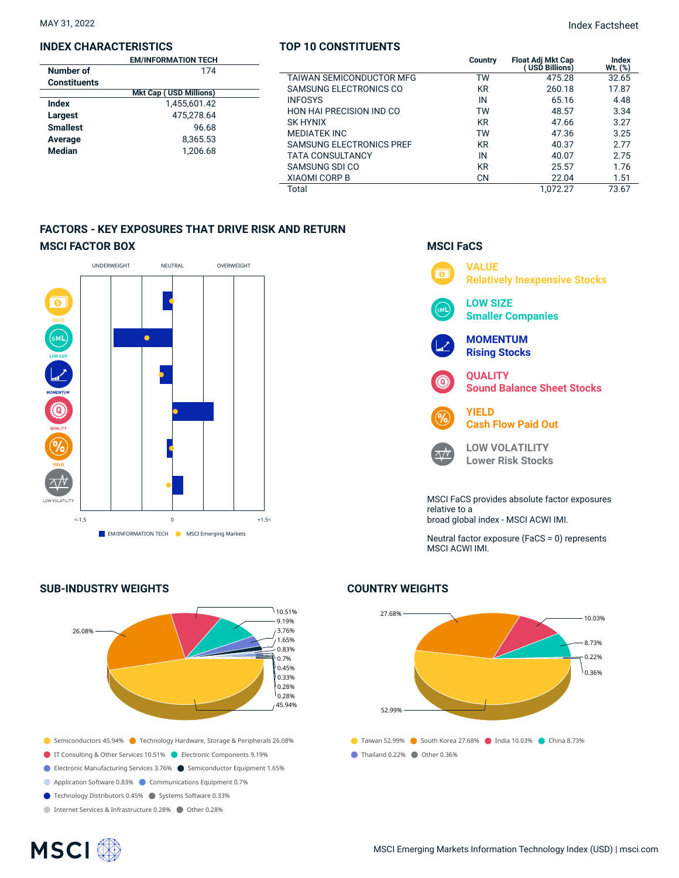MAY 31, 2022

Index Factsheet

## INDEX CHARACTERISTICS

| | EM/INFORMATION TECH |
|---|---|
| **Number of Constituents** | 174 |
| | **Mkt Cap ( USD Millions)** |
| **Index** | 1,455,601.42 |
| **Largest** | 475,278.64 |
| **Smallest** | 96.68 |
| **Average** | 8,365.53 |
| **Median** | 1,206.68 |

## TOP 10 CONSTITUENTS

| | Country | Float Adj Mkt Cap ( USD Billions) | Index Wt. (%) |
|---|---|---|---|
| TAIWAN SEMICONDUCTOR MFG | TW | 475.28 | 32.65 |
| SAMSUNG ELECTRONICS CO | KR | 260.18 | 17.87 |
| INFOSYS | IN | 65.16 | 4.48 |
| HON HAI PRECISION IND CO | TW | 48.57 | 3.34 |
| SK HYNIX | KR | 47.66 | 3.27 |
| MEDIATEK INC | TW | 47.36 | 3.25 |
| SAMSUNG ELECTRONICS PREF | KR | 40.37 | 2.77 |
| TATA CONSULTANCY | IN | 40.07 | 2.75 |
| SAMSUNG SDI CO | KR | 25.57 | 1.76 |
| XIAOMI CORP B | CN | 22.04 | 1.51 |
| Total | | 1,072.27 | 73.67 |

## FACTORS - KEY EXPOSURES THAT DRIVE RISK AND RETURN

### MSCI FACTOR BOX

UNDERWEIGHT | NEUTRAL | OVERWEIGHT

VALUE, LOW SIZE, MOMENTUM, QUALITY, YIELD, LOW VOLATILITY

<-1.5 | 0 | +1.5<

EM/INFORMATION TECH | MSCI Emerging Markets

### MSCI FaCS

**VALUE** Relatively Inexpensive Stocks

**LOW SIZE** Smaller Companies

**MOMENTUM** Rising Stocks

**QUALITY** Sound Balance Sheet Stocks

**YIELD** Cash Flow Paid Out

**LOW VOLATILITY** Lower Risk Stocks

MSCI FaCS provides absolute factor exposures relative to a broad global index - MSCI ACWI IMI.

Neutral factor exposure (FaCS = 0) represents MSCI ACWI IMI.

## SUB-INDUSTRY WEIGHTS

- Semiconductors 45.94%
- Technology Hardware, Storage & Peripherals 26.08%
- IT Consulting & Other Services 10.51%
- Electronic Components 9.19%
- Electronic Manufacturing Services 3.76%
- Semiconductor Equipment 1.65%
- Application Software 0.83%
- Communications Equipment 0.7%
- Technology Distributors 0.45%
- Systems Software 0.33%
- Internet Services & Infrastructure 0.28%
- Other 0.28%

## COUNTRY WEIGHTS

- Taiwan 52.99%
- South Korea 27.68%
- India 10.03%
- China 8.73%
- Thailand 0.22%
- Other 0.36%

MSCI Emerging Markets Information Technology Index (USD) | msci.com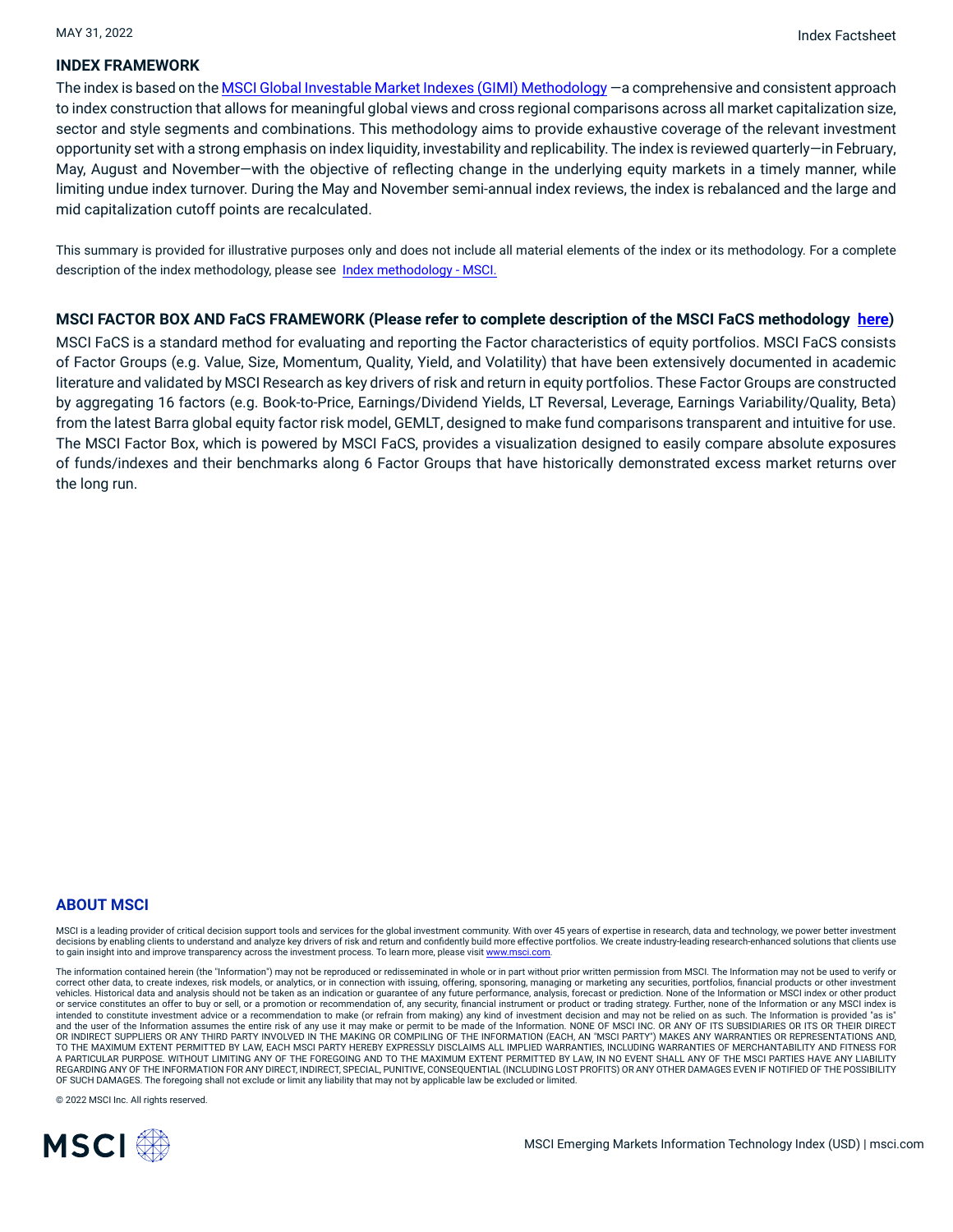## INDEX FRAMEWORK

The index is based on the MSCI Global Investable Market Indexes (GIMI) Methodology —a comprehensive and consistent approach to index construction that allows for meaningful global views and cross regional comparisons across all market capitalization size, sector and style segments and combinations. This methodology aims to provide exhaustive coverage of the relevant investment opportunity set with a strong emphasis on index liquidity, investability and replicability. The index is reviewed quarterly—in February, May, August and November—with the objective of reflecting change in the underlying equity markets in a timely manner, while limiting undue index turnover. During the May and November semi-annual index reviews, the index is rebalanced and the large and mid capitalization cutoff points are recalculated.

This summary is provided for illustrative purposes only and does not include all material elements of the index or its methodology. For a complete description of the index methodology, please see Index methodology - MSCI.

## MSCI FACTOR BOX AND FaCS FRAMEWORK (Please refer to complete description of the MSCI FaCS methodology here)

MSCI FaCS is a standard method for evaluating and reporting the Factor characteristics of equity portfolios. MSCI FaCS consists of Factor Groups (e.g. Value, Size, Momentum, Quality, Yield, and Volatility) that have been extensively documented in academic literature and validated by MSCI Research as key drivers of risk and return in equity portfolios. These Factor Groups are constructed by aggregating 16 factors (e.g. Book-to-Price, Earnings/Dividend Yields, LT Reversal, Leverage, Earnings Variability/Quality, Beta) from the latest Barra global equity factor risk model, GEMLT, designed to make fund comparisons transparent and intuitive for use. The MSCI Factor Box, which is powered by MSCI FaCS, provides a visualization designed to easily compare absolute exposures of funds/indexes and their benchmarks along 6 Factor Groups that have historically demonstrated excess market returns over the long run.

## ABOUT MSCI

MSCI is a leading provider of critical decision support tools and services for the global investment community. With over 45 years of expertise in research, data and technology, we power better investment decisions by enabling clients to understand and analyze key drivers of risk and return and confidently build more effective portfolios. We create industry-leading research-enhanced solutions that clients use to gain insight into and improve transparency across the investment process. To learn more, please visit www.msci.com.

The information contained herein (the "Information") may not be reproduced or redisseminated in whole or in part without prior written permission from MSCI. The Information may not be used to verify or correct other data, to create indexes, risk models, or analytics, or in connection with issuing, offering, sponsoring, managing or marketing any securities, portfolios, financial products or other investment vehicles. Historical data and analysis should not be taken as an indication or guarantee of any future performance, analysis, forecast or prediction. None of the Information or MSCI index or other product or service constitutes an offer to buy or sell, or a promotion or recommendation of, any security, financial instrument or product or trading strategy. Further, none of the Information or any MSCI index is intended to constitute investment advice or a recommendation to make (or refrain from making) any kind of investment decision and may not be relied on as such. The Information is provided "as is" and the user of the Information assumes the entire risk of any use it may make or permit to be made of the Information. NONE OF MSCI INC. OR ANY OF ITS SUBSIDIARIES OR ITS OR THEIR DIRECT OR INDIRECT SUPPLIERS OR ANY THIRD PARTY INVOLVED IN THE MAKING OR COMPILING OF THE INFORMATION (EACH, AN "MSCI PARTY") MAKES ANY WARRANTIES OR REPRESENTATIONS AND, TO THE MAXIMUM EXTENT PERMITTED BY LAW, EACH MSCI PARTY HEREBY EXPRESSLY DISCLAIMS ALL IMPLIED WARRANTIES, INCLUDING WARRANTIES OF MERCHANTABILITY AND FITNESS FOR A PARTICULAR PURPOSE. WITHOUT LIMITING ANY OF THE FOREGOING AND TO THE MAXIMUM EXTENT PERMITTED BY LAW, IN NO EVENT SHALL ANY OF THE MSCI PARTIES HAVE ANY LIABILITY REGARDING ANY OF THE INFORMATION FOR ANY DIRECT, INDIRECT, SPECIAL, PUNITIVE, CONSEQUENTIAL (INCLUDING LOST PROFITS) OR ANY OTHER DAMAGES EVEN IF NOTIFIED OF THE POSSIBILITY OF SUCH DAMAGES. The foregoing shall not exclude or limit any liability that may not by applicable law be excluded or limited.

© 2022 MSCI Inc. All rights reserved.